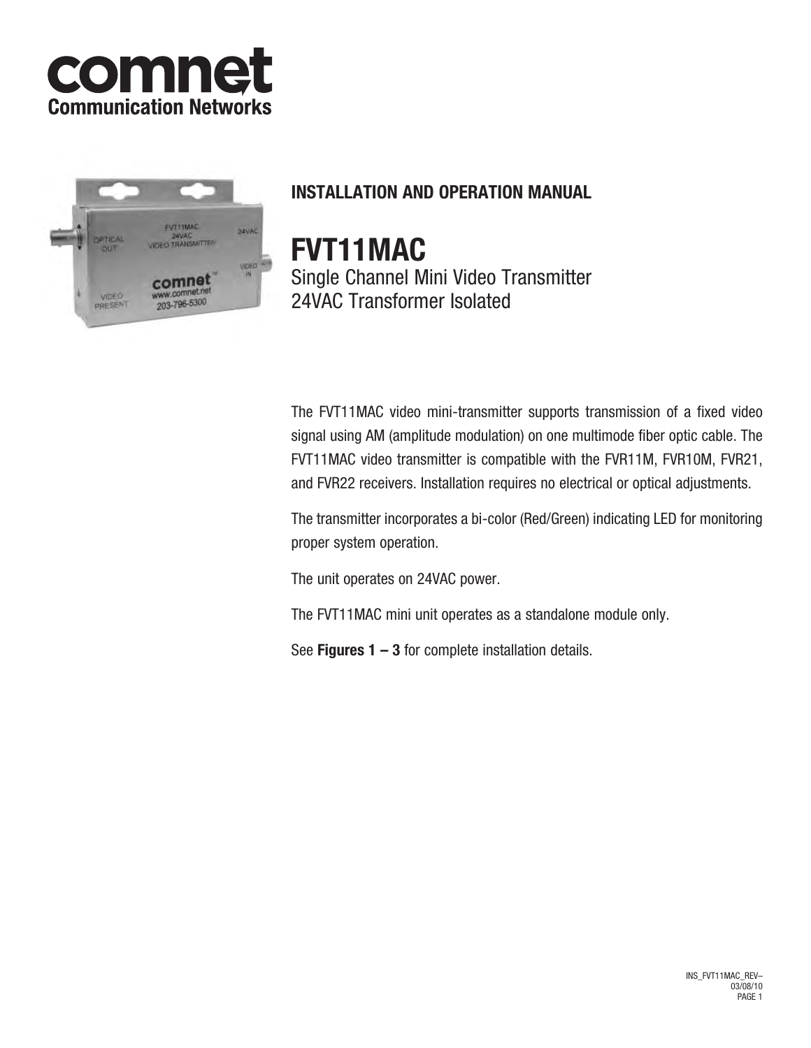# comnet
**Communication Networks**

## INSTALLATION AND OPERATION MANUAL

# FVT11MAC

Single Channel Mini Video Transmitter
24VAC Transformer Isolated

The FVT11MAC video mini-transmitter supports transmission of a fixed video signal using AM (amplitude modulation) on one multimode fiber optic cable. The FVT11MAC video transmitter is compatible with the FVR11M, FVR10M, FVR21, and FVR22 receivers. Installation requires no electrical or optical adjustments.

The transmitter incorporates a bi-color (Red/Green) indicating LED for monitoring proper system operation.

The unit operates on 24VAC power.

The FVT11MAC mini unit operates as a standalone module only.

See **Figures 1 – 3** for complete installation details.

INS_FVT11MAC_REV–
03/08/10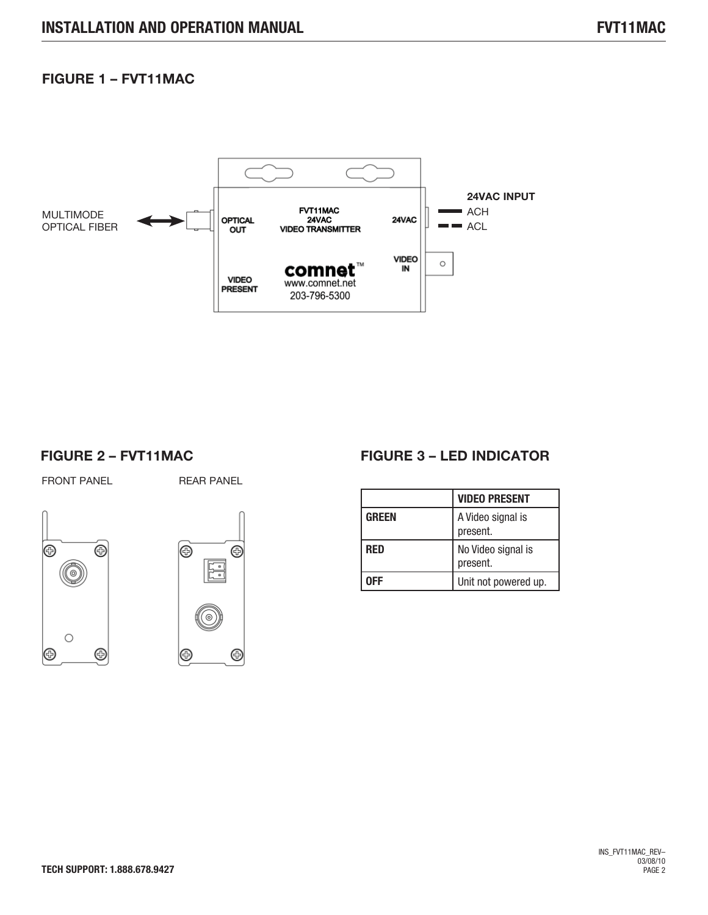## FIGURE 1 – FVT11MAC

MULTIMODE OPTICAL FIBER

OPTICAL OUT

FVT11MAC
24VAC
VIDEO TRANSMITTER

24VAC

VIDEO IN

VIDEO PRESENT

comnet™
www.comnet.net
203-796-5300

**24VAC INPUT**
ACH
ACL

## FIGURE 2 – FVT11MAC

FRONT PANEL

REAR PANEL

## FIGURE 3 – LED INDICATOR

| | VIDEO PRESENT |
|---|---|
| **GREEN** | A Video signal is present. |
| **RED** | No Video signal is present. |
| **OFF** | Unit not powered up. |

**TECH SUPPORT: 1.888.678.9427**

INS_FVT11MAC_REV–
03/08/10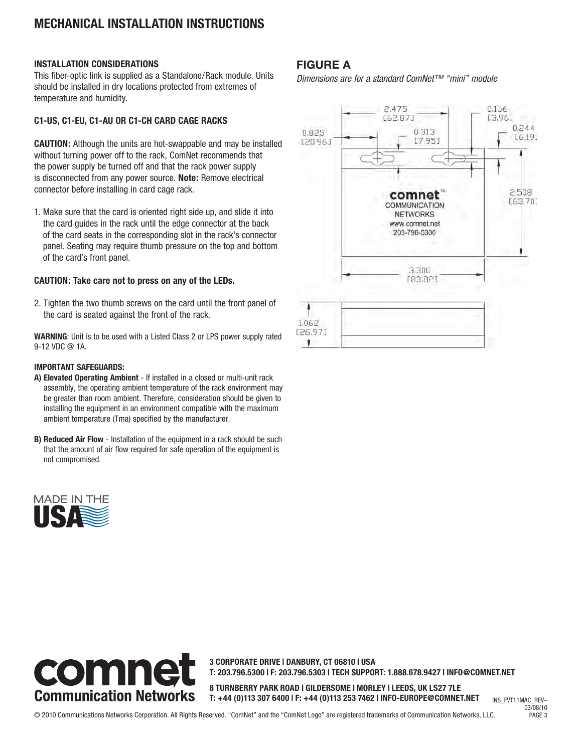# MECHANICAL INSTALLATION INSTRUCTIONS

### INSTALLATION CONSIDERATIONS

This fiber-optic link is supplied as a Standalone/Rack module. Units should be installed in dry locations protected from extremes of temperature and humidity.

### C1-US, C1-EU, C1-AU OR C1-CH CARD CAGE RACKS

**CAUTION:** Although the units are hot-swappable and may be installed without turning power off to the rack, ComNet recommends that the power supply be turned off and that the rack power supply is disconnected from any power source. **Note:** Remove electrical connector before installing in card cage rack.

1. Make sure that the card is oriented right side up, and slide it into the card guides in the rack until the edge connector at the back of the card seats in the corresponding slot in the rack's connector panel. Seating may require thumb pressure on the top and bottom of the card's front panel.

**CAUTION: Take care not to press on any of the LEDs.**

2. Tighten the two thumb screws on the card until the front panel of the card is seated against the front of the rack.

**WARNING**: Unit is to be used with a Listed Class 2 or LPS power supply rated 9-12 VDC @ 1A.

**IMPORTANT SAFEGUARDS:**

**A) Elevated Operating Ambient** - If installed in a closed or multi-unit rack assembly, the operating ambient temperature of the rack environment may be greater than room ambient. Therefore, consideration should be given to installing the equipment in an environment compatible with the maximum ambient temperature (Tma) specified by the manufacturer.

**B) Reduced Air Flow** - Installation of the equipment in a rack should be such that the amount of air flow required for safe operation of the equipment is not compromised.

MADE IN THE USA

## FIGURE A

*Dimensions are for a standard ComNet™ "mini" module*

2.475
[62.87]
0.156
[3.96]
0.825
[20.96]
0.313
[7.95]
0.244
[6.19]
comnet™
COMMUNICATION
NETWORKS
www.comnet.net
203-796-5300
2.508
[63.70]
3.300
[83.82]
1.062
[26.97]

3 CORPORATE DRIVE | DANBURY, CT 06810 | USA
T: 203.796.5300 | F: 203.796.5303 | TECH SUPPORT: 1.888.678.9427 | INFO@COMNET.NET

8 TURNBERRY PARK ROAD | GILDERSOME | MORLEY | LEEDS, UK LS27 7LE
T: +44 (0)113 307 6400 | F: +44 (0)113 253 7462 | INFO-EUROPE@COMNET.NET

INS_FVT11MAC_REV– 03/08/10

© 2010 Communications Networks Corporation. All Rights Reserved. "ComNet" and the "ComNet Logo" are registered trademarks of Communication Networks, LLC.